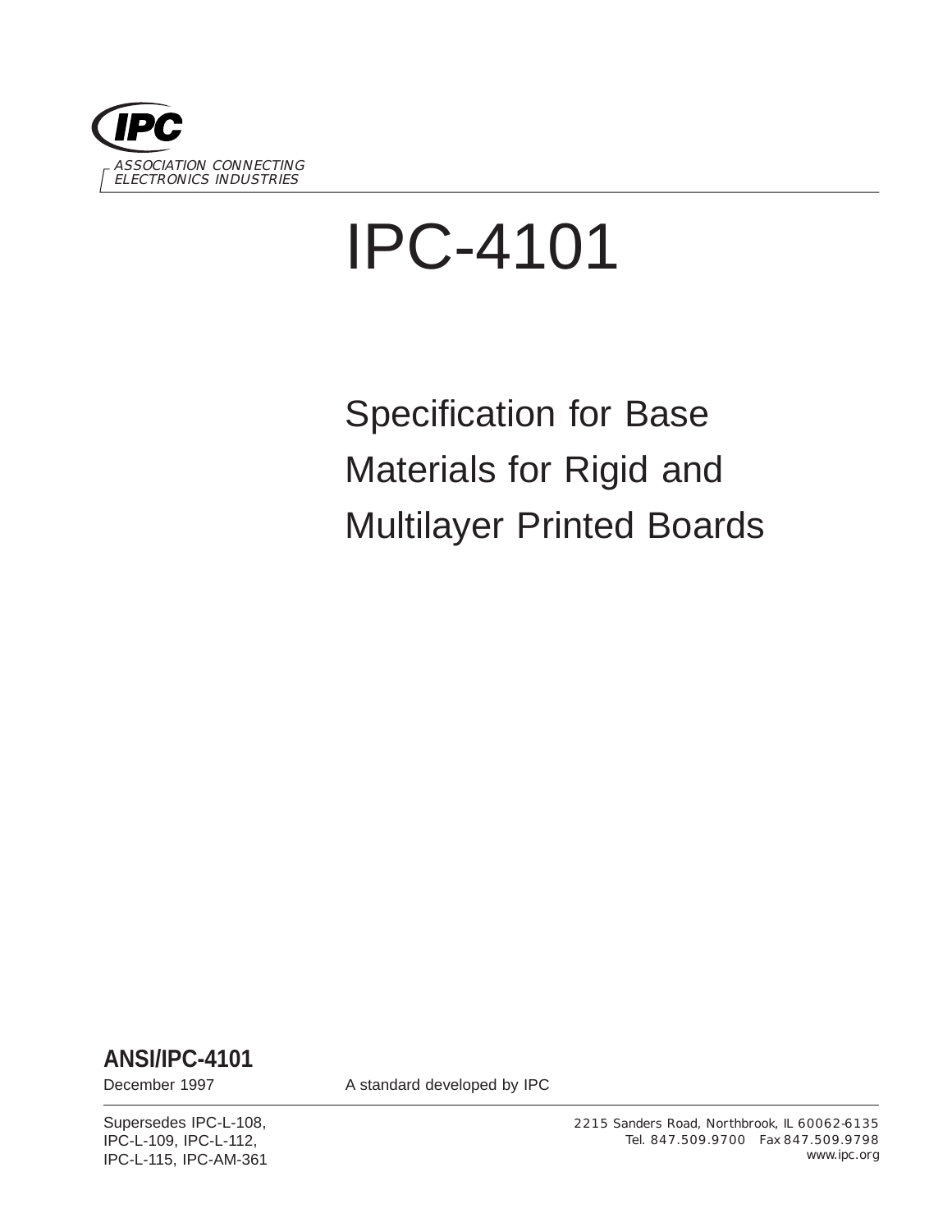IPC

ASSOCIATION CONNECTING ELECTRONICS INDUSTRIES

# IPC-4101

## Specification for Base Materials for Rigid and Multilayer Printed Boards

**ANSI/IPC-4101**

December 1997

A standard developed by IPC

Supersedes IPC-L-108, IPC-L-109, IPC-L-112, IPC-L-115, IPC-AM-361

2215 Sanders Road, Northbrook, IL 60062-6135
Tel. 847.509.9700 Fax 847.509.9798
www.ipc.org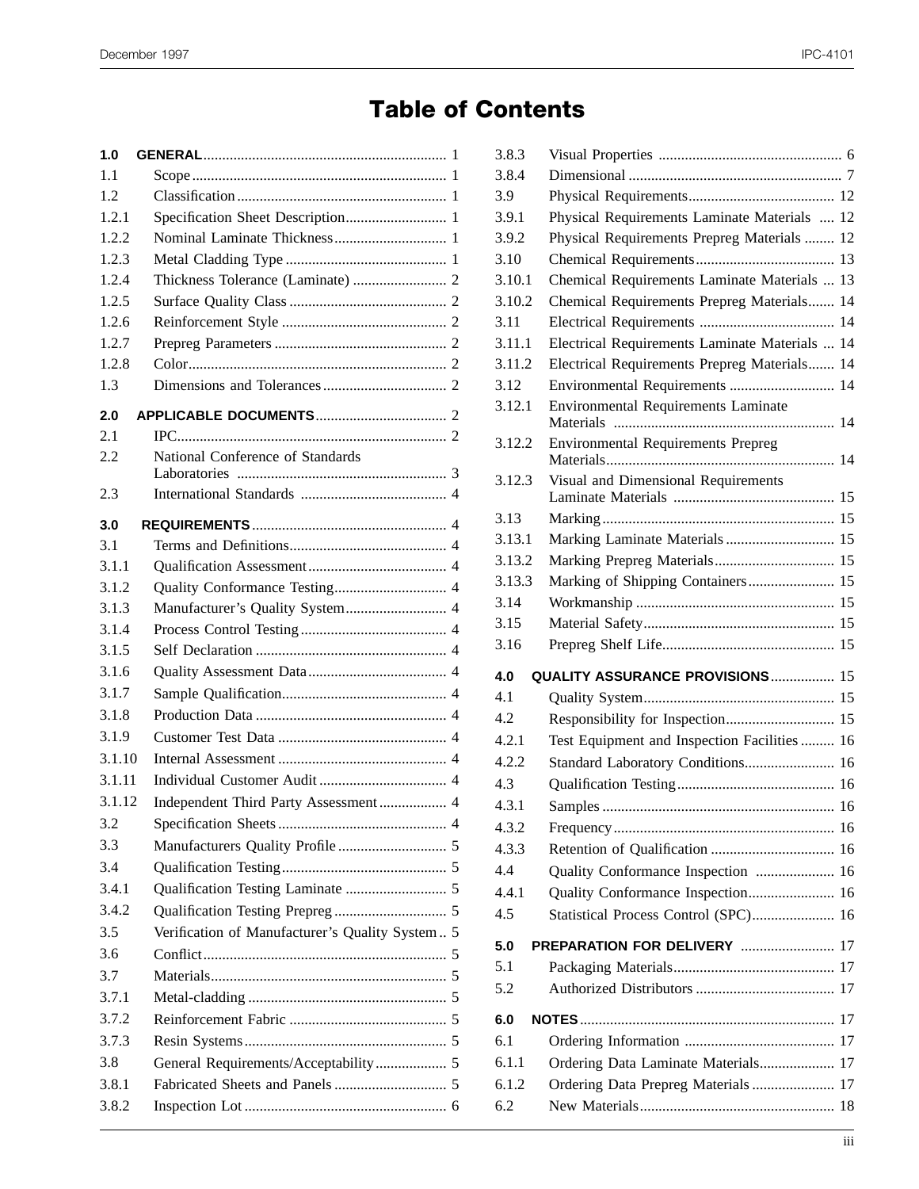# Table of Contents

**1.0 GENERAL** ........ 1
1.1 Scope ........ 1
1.2 Classification ........ 1
1.2.1 Specification Sheet Description ........ 1
1.2.2 Nominal Laminate Thickness ........ 1
1.2.3 Metal Cladding Type ........ 1
1.2.4 Thickness Tolerance (Laminate) ........ 2
1.2.5 Surface Quality Class ........ 2
1.2.6 Reinforcement Style ........ 2
1.2.7 Prepreg Parameters ........ 2
1.2.8 Color ........ 2
1.3 Dimensions and Tolerances ........ 2

**2.0 APPLICABLE DOCUMENTS** ........ 2
2.1 IPC ........ 2
2.2 National Conference of Standards Laboratories ........ 3
2.3 International Standards ........ 4

**3.0 REQUIREMENTS** ........ 4
3.1 Terms and Definitions ........ 4
3.1.1 Qualification Assessment ........ 4
3.1.2 Quality Conformance Testing ........ 4
3.1.3 Manufacturer's Quality System ........ 4
3.1.4 Process Control Testing ........ 4
3.1.5 Self Declaration ........ 4
3.1.6 Quality Assessment Data ........ 4
3.1.7 Sample Qualification ........ 4
3.1.8 Production Data ........ 4
3.1.9 Customer Test Data ........ 4
3.1.10 Internal Assessment ........ 4
3.1.11 Individual Customer Audit ........ 4
3.1.12 Independent Third Party Assessment ........ 4
3.2 Specification Sheets ........ 4
3.3 Manufacturers Quality Profile ........ 5
3.4 Qualification Testing ........ 5
3.4.1 Qualification Testing Laminate ........ 5
3.4.2 Qualification Testing Prepreg ........ 5
3.5 Verification of Manufacturer's Quality System ........ 5
3.6 Conflict ........ 5
3.7 Materials ........ 5
3.7.1 Metal-cladding ........ 5
3.7.2 Reinforcement Fabric ........ 5
3.7.3 Resin Systems ........ 5
3.8 General Requirements/Acceptability ........ 5
3.8.1 Fabricated Sheets and Panels ........ 5
3.8.2 Inspection Lot ........ 6
3.8.3 Visual Properties ........ 6
3.8.4 Dimensional ........ 7
3.9 Physical Requirements ........ 12
3.9.1 Physical Requirements Laminate Materials ........ 12
3.9.2 Physical Requirements Prepreg Materials ........ 12
3.10 Chemical Requirements ........ 13
3.10.1 Chemical Requirements Laminate Materials ........ 13
3.10.2 Chemical Requirements Prepreg Materials ........ 14
3.11 Electrical Requirements ........ 14
3.11.1 Electrical Requirements Laminate Materials ........ 14
3.11.2 Electrical Requirements Prepreg Materials ........ 14
3.12 Environmental Requirements ........ 14
3.12.1 Environmental Requirements Laminate Materials ........ 14
3.12.2 Environmental Requirements Prepreg Materials ........ 14
3.12.3 Visual and Dimensional Requirements Laminate Materials ........ 15
3.13 Marking ........ 15
3.13.1 Marking Laminate Materials ........ 15
3.13.2 Marking Prepreg Materials ........ 15
3.13.3 Marking of Shipping Containers ........ 15
3.14 Workmanship ........ 15
3.15 Material Safety ........ 15
3.16 Prepreg Shelf Life ........ 15

**4.0 QUALITY ASSURANCE PROVISIONS** ........ 15
4.1 Quality System ........ 15
4.2 Responsibility for Inspection ........ 15
4.2.1 Test Equipment and Inspection Facilities ........ 16
4.2.2 Standard Laboratory Conditions ........ 16
4.3 Qualification Testing ........ 16
4.3.1 Samples ........ 16
4.3.2 Frequency ........ 16
4.3.3 Retention of Qualification ........ 16
4.4 Quality Conformance Inspection ........ 16
4.4.1 Quality Conformance Inspection ........ 16
4.5 Statistical Process Control (SPC) ........ 16

**5.0 PREPARATION FOR DELIVERY** ........ 17
5.1 Packaging Materials ........ 17
5.2 Authorized Distributors ........ 17

**6.0 NOTES** ........ 17
6.1 Ordering Information ........ 17
6.1.1 Ordering Data Laminate Materials ........ 17
6.1.2 Ordering Data Prepreg Materials ........ 17
6.2 New Materials ........ 18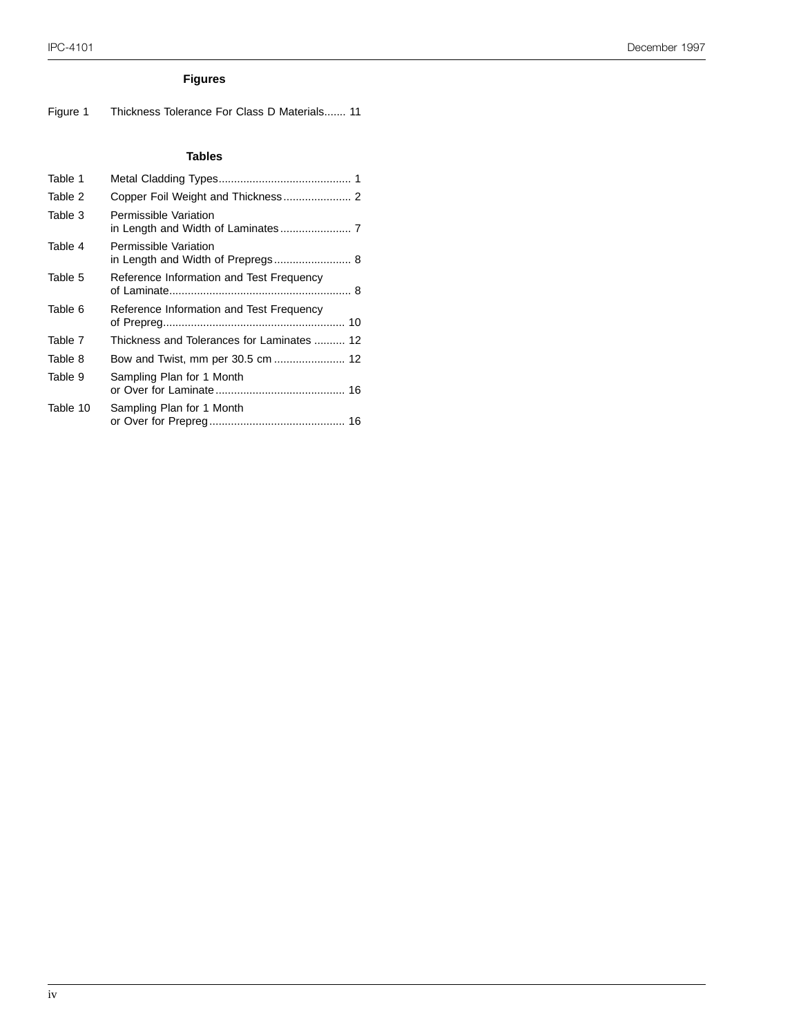## Figures

Figure 1 Thickness Tolerance For Class D Materials....... 11

## Tables

Table 1 Metal Cladding Types........................................... 1

Table 2 Copper Foil Weight and Thickness...................... 2

Table 3 Permissible Variation in Length and Width of Laminates....................... 7

Table 4 Permissible Variation in Length and Width of Prepregs......................... 8

Table 5 Reference Information and Test Frequency of Laminate........................................................... 8

Table 6 Reference Information and Test Frequency of Prepreg........................................................... 10

Table 7 Thickness and Tolerances for Laminates .......... 12

Table 8 Bow and Twist, mm per 30.5 cm ....................... 12

Table 9 Sampling Plan for 1 Month or Over for Laminate.......................................... 16

Table 10 Sampling Plan for 1 Month or Over for Prepreg............................................ 16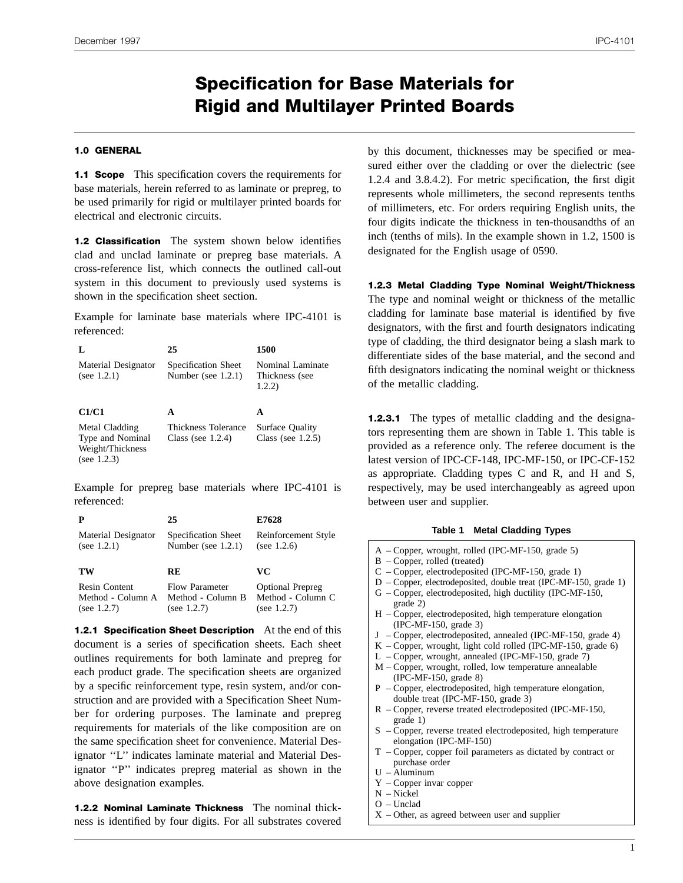# Specification for Base Materials for Rigid and Multilayer Printed Boards

## 1.0 GENERAL

**1.1 Scope** This specification covers the requirements for base materials, herein referred to as laminate or prepreg, to be used primarily for rigid or multilayer printed boards for electrical and electronic circuits.

**1.2 Classification** The system shown below identifies clad and unclad laminate or prepreg base materials. A cross-reference list, which connects the outlined call-out system in this document to previously used systems is shown in the specification sheet section.

Example for laminate base materials where IPC-4101 is referenced:

| | | |
|---|---|---|
| **L** | **25** | **1500** |
| Material Designator (see 1.2.1) | Specification Sheet Number (see 1.2.1) | Nominal Laminate Thickness (see 1.2.2) |
| **C1/C1** | **A** | **A** |
| Metal Cladding Type and Nominal Weight/Thickness (see 1.2.3) | Thickness Tolerance Class (see 1.2.4) | Surface Quality Class (see 1.2.5) |

Example for prepreg base materials where IPC-4101 is referenced:

| | | |
|---|---|---|
| **P** | **25** | **E7628** |
| Material Designator (see 1.2.1) | Specification Sheet Number (see 1.2.1) | Reinforcement Style (see 1.2.6) |
| **TW** | **RE** | **VC** |
| Resin Content Method - Column A (see 1.2.7) | Flow Parameter Method - Column B (see 1.2.7) | Optional Prepreg Method - Column C (see 1.2.7) |

**1.2.1 Specification Sheet Description** At the end of this document is a series of specification sheets. Each sheet outlines requirements for both laminate and prepreg for each product grade. The specification sheets are organized by a specific reinforcement type, resin system, and/or construction and are provided with a Specification Sheet Number for ordering purposes. The laminate and prepreg requirements for materials of the like composition are on the same specification sheet for convenience. Material Designator ''L'' indicates laminate material and Material Designator ''P'' indicates prepreg material as shown in the above designation examples.

**1.2.2 Nominal Laminate Thickness** The nominal thickness is identified by four digits. For all substrates covered by this document, thicknesses may be specified or measured either over the cladding or over the dielectric (see 1.2.4 and 3.8.4.2). For metric specification, the first digit represents whole millimeters, the second represents tenths of millimeters, etc. For orders requiring English units, the four digits indicate the thickness in ten-thousandths of an inch (tenths of mils). In the example shown in 1.2, 1500 is designated for the English usage of 0590.

**1.2.3 Metal Cladding Type Nominal Weight/Thickness** The type and nominal weight or thickness of the metallic cladding for laminate base material is identified by five designators, with the first and fourth designators indicating type of cladding, the third designator being a slash mark to differentiate sides of the base material, and the second and fifth designators indicating the nominal weight or thickness of the metallic cladding.

**1.2.3.1** The types of metallic cladding and the designators representing them are shown in Table 1. This table is provided as a reference only. The referee document is the latest version of IPC-CF-148, IPC-MF-150, or IPC-CF-152 as appropriate. Cladding types C and R, and H and S, respectively, may be used interchangeably as agreed upon between user and supplier.

**Table 1 Metal Cladding Types**

- A – Copper, wrought, rolled (IPC-MF-150, grade 5)
- B – Copper, rolled (treated)
- C – Copper, electrodeposited (IPC-MF-150, grade 1)
- D – Copper, electrodeposited, double treat (IPC-MF-150, grade 1)
- G – Copper, electrodeposited, high ductility (IPC-MF-150, grade 2)
- H – Copper, electrodeposited, high temperature elongation (IPC-MF-150, grade 3)
- J – Copper, electrodeposited, annealed (IPC-MF-150, grade 4)
- K – Copper, wrought, light cold rolled (IPC-MF-150, grade 6)
- L – Copper, wrought, annealed (IPC-MF-150, grade 7)
- M – Copper, wrought, rolled, low temperature annealable (IPC-MF-150, grade 8)
- P – Copper, electrodeposited, high temperature elongation, double treat (IPC-MF-150, grade 3)
- R – Copper, reverse treated electrodeposited (IPC-MF-150, grade 1)
- S – Copper, reverse treated electrodeposited, high temperature elongation (IPC-MF-150)
- T – Copper, copper foil parameters as dictated by contract or purchase order
- U – Aluminum
- Y – Copper invar copper
- N – Nickel
- O – Unclad
- X – Other, as agreed between user and supplier